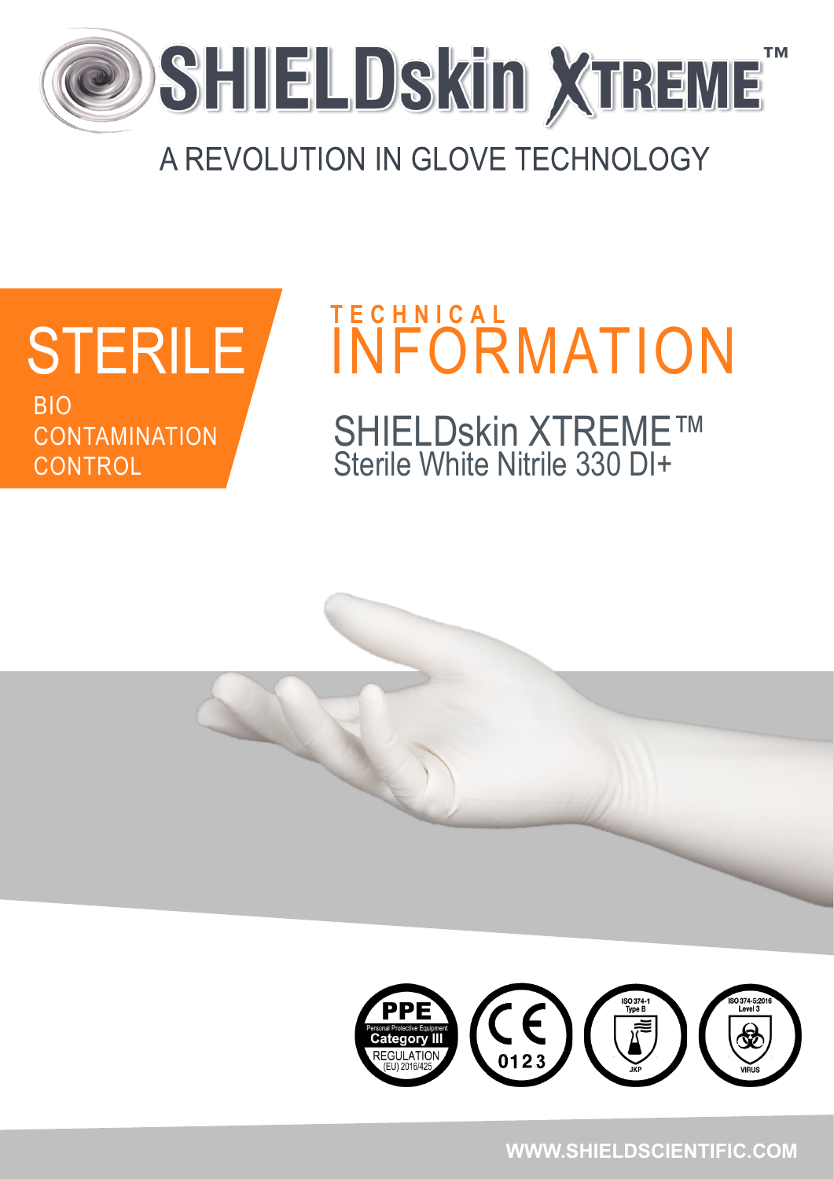# SHIELDskin XTREME™

A REVOLUTION IN GLOVE TECHNOLOGY

## STERILE

BIO
CONTAMINATION
CONTROL

## TECHNICAL INFORMATION

### SHIELDskin XTREME™
Sterile White Nitrile 330 DI+

PPE
Personal Protective Equipment
Category III
REGULATION
(EU) 2016/425

CE 0123

ISO 374-1
Type B
JKP

ISO 374-5:2016
Level 3
VIRUS

WWW.SHIELDSCIENTIFIC.COM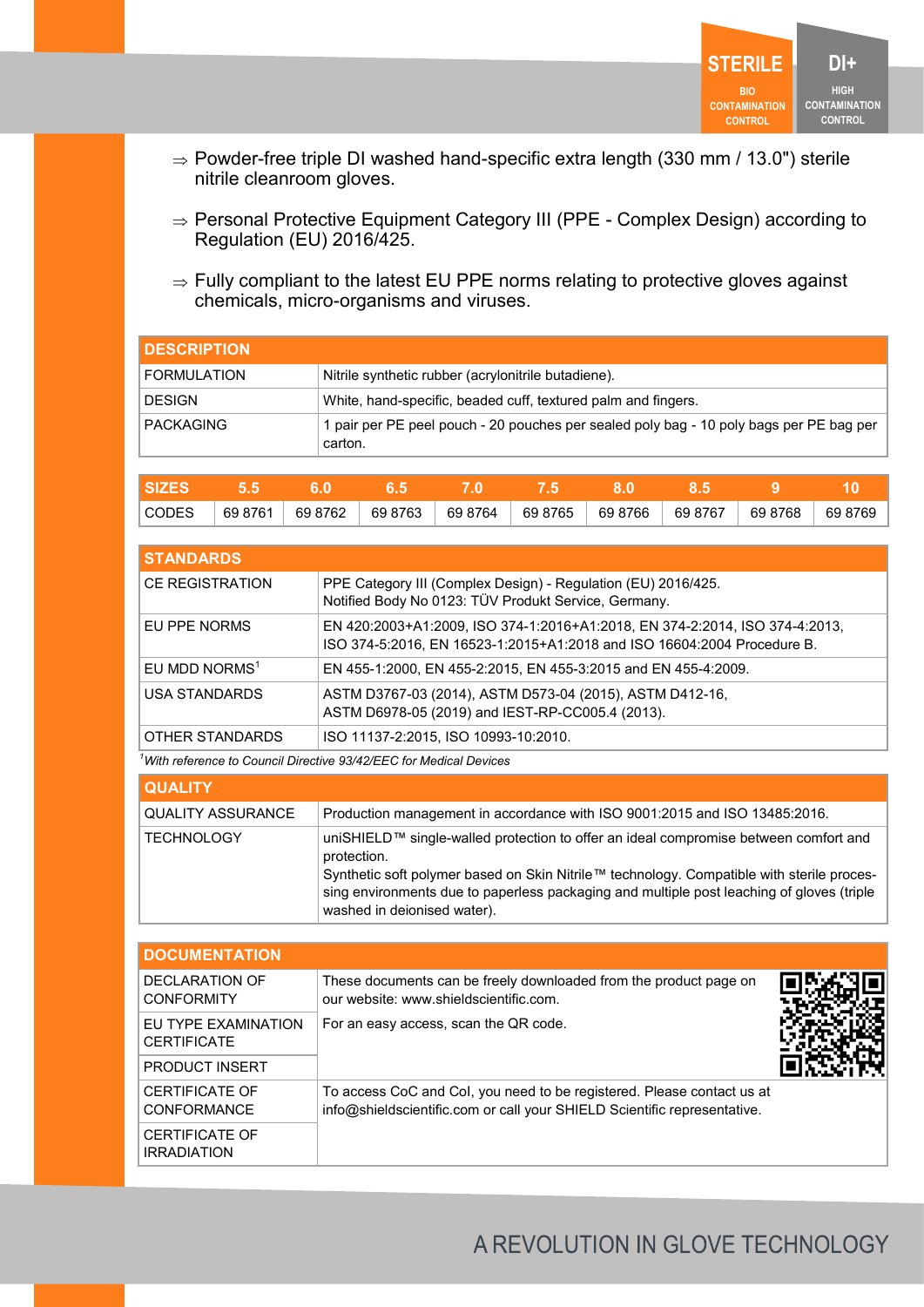STERILE
BIO CONTAMINATION CONTROL

DI+
HIGH CONTAMINATION CONTROL

⇒ Powder-free triple DI washed hand-specific extra length (330 mm / 13.0") sterile nitrile cleanroom gloves.

⇒ Personal Protective Equipment Category III (PPE - Complex Design) according to Regulation (EU) 2016/425.

⇒ Fully compliant to the latest EU PPE norms relating to protective gloves against chemicals, micro-organisms and viruses.

| DESCRIPTION | |
|---|---|
| FORMULATION | Nitrile synthetic rubber (acrylonitrile butadiene). |
| DESIGN | White, hand-specific, beaded cuff, textured palm and fingers. |
| PACKAGING | 1 pair per PE peel pouch - 20 pouches per sealed poly bag - 10 poly bags per PE bag per carton. |

| SIZES | 5.5 | 6.0 | 6.5 | 7.0 | 7.5 | 8.0 | 8.5 | 9 | 10 |
|---|---|---|---|---|---|---|---|---|---|
| CODES | 69 8761 | 69 8762 | 69 8763 | 69 8764 | 69 8765 | 69 8766 | 69 8767 | 69 8768 | 69 8769 |

| STANDARDS | |
|---|---|
| CE REGISTRATION | PPE Category III (Complex Design) - Regulation (EU) 2016/425. Notified Body No 0123: TÜV Produkt Service, Germany. |
| EU PPE NORMS | EN 420:2003+A1:2009, ISO 374-1:2016+A1:2018, EN 374-2:2014, ISO 374-4:2013, ISO 374-5:2016, EN 16523-1:2015+A1:2018 and ISO 16604:2004 Procedure B. |
| EU MDD NORMS[1] | EN 455-1:2000, EN 455-2:2015, EN 455-3:2015 and EN 455-4:2009. |
| USA STANDARDS | ASTM D3767-03 (2014), ASTM D573-04 (2015), ASTM D412-16, ASTM D6978-05 (2019) and IEST-RP-CC005.4 (2013). |
| OTHER STANDARDS | ISO 11137-2:2015, ISO 10993-10:2010. |

*[1]With reference to Council Directive 93/42/EEC for Medical Devices*

| QUALITY | |
|---|---|
| QUALITY ASSURANCE | Production management in accordance with ISO 9001:2015 and ISO 13485:2016. |
| TECHNOLOGY | uniSHIELD™ single-walled protection to offer an ideal compromise between comfort and protection. Synthetic soft polymer based on Skin Nitrile™ technology. Compatible with sterile processing environments due to paperless packaging and multiple post leaching of gloves (triple washed in deionised water). |

| DOCUMENTATION | |
|---|---|
| DECLARATION OF CONFORMITY | These documents can be freely downloaded from the product page on our website: www.shieldscientific.com. For an easy access, scan the QR code. |
| EU TYPE EXAMINATION CERTIFICATE | |
| PRODUCT INSERT | |
| CERTIFICATE OF CONFORMANCE | To access CoC and CoI, you need to be registered. Please contact us at info@shieldscientific.com or call your SHIELD Scientific representative. |
| CERTIFICATE OF IRRADIATION | |

A REVOLUTION IN GLOVE TECHNOLOGY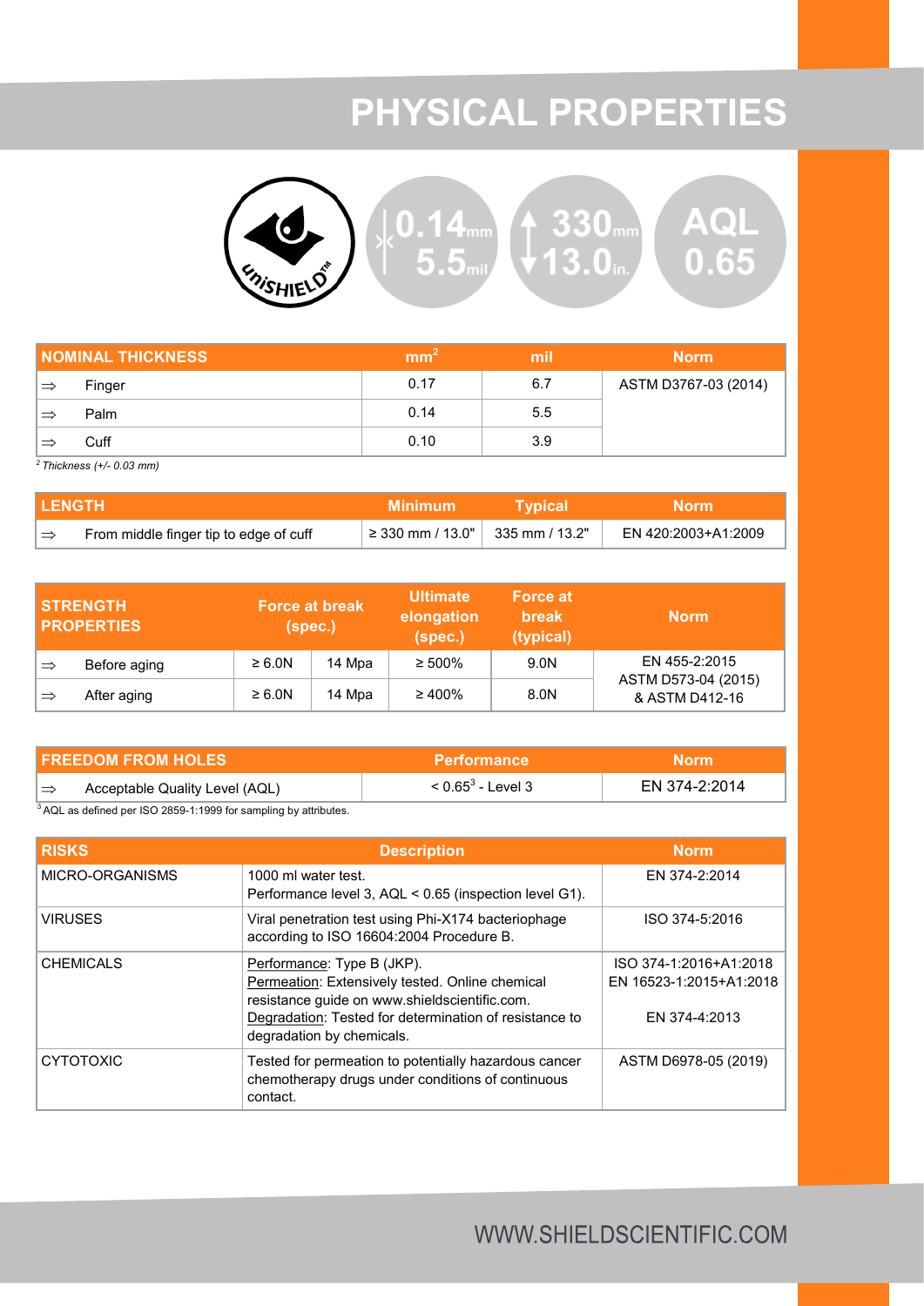# PHYSICAL PROPERTIES

| NOMINAL THICKNESS | | mm[2] | mil | Norm |
|---|---|---|---|---|
| ⇒ | Finger | 0.17 | 6.7 | ASTM D3767-03 (2014) |
| ⇒ | Palm | 0.14 | 5.5 | |
| ⇒ | Cuff | 0.10 | 3.9 | |

[2] *Thickness (+/- 0.03 mm)*

| LENGTH | | Minimum | Typical | Norm |
|---|---|---|---|---|
| ⇒ | From middle finger tip to edge of cuff | ≥ 330 mm / 13.0" | 335 mm / 13.2" | EN 420:2003+A1:2009 |

| STRENGTH PROPERTIES | | Force at break (spec.) | | Ultimate elongation (spec.) | Force at break (typical) | Norm |
|---|---|---|---|---|---|---|
| ⇒ | Before aging | ≥ 6.0N | 14 Mpa | ≥ 500% | 9.0N | EN 455-2:2015 ASTM D573-04 (2015) & ASTM D412-16 |
| ⇒ | After aging | ≥ 6.0N | 14 Mpa | ≥ 400% | 8.0N | |

| FREEDOM FROM HOLES | | Performance | Norm |
|---|---|---|---|
| ⇒ | Acceptable Quality Level (AQL) | < 0.65[3] - Level 3 | EN 374-2:2014 |

[3] AQL as defined per ISO 2859-1:1999 for sampling by attributes.

| RISKS | Description | Norm |
|---|---|---|
| MICRO-ORGANISMS | 1000 ml water test. Performance level 3, AQL < 0.65 (inspection level G1). | EN 374-2:2014 |
| VIRUSES | Viral penetration test using Phi-X174 bacteriophage according to ISO 16604:2004 Procedure B. | ISO 374-5:2016 |
| CHEMICALS | Performance: Type B (JKP). Permeation: Extensively tested. Online chemical resistance guide on www.shieldscientific.com. Degradation: Tested for determination of resistance to degradation by chemicals. | ISO 374-1:2016+A1:2018 EN 16523-1:2015+A1:2018 EN 374-4:2013 |
| CYTOTOXIC | Tested for permeation to potentially hazardous cancer chemotherapy drugs under conditions of continuous contact. | ASTM D6978-05 (2019) |

WWW.SHIELDSCIENTIFIC.COM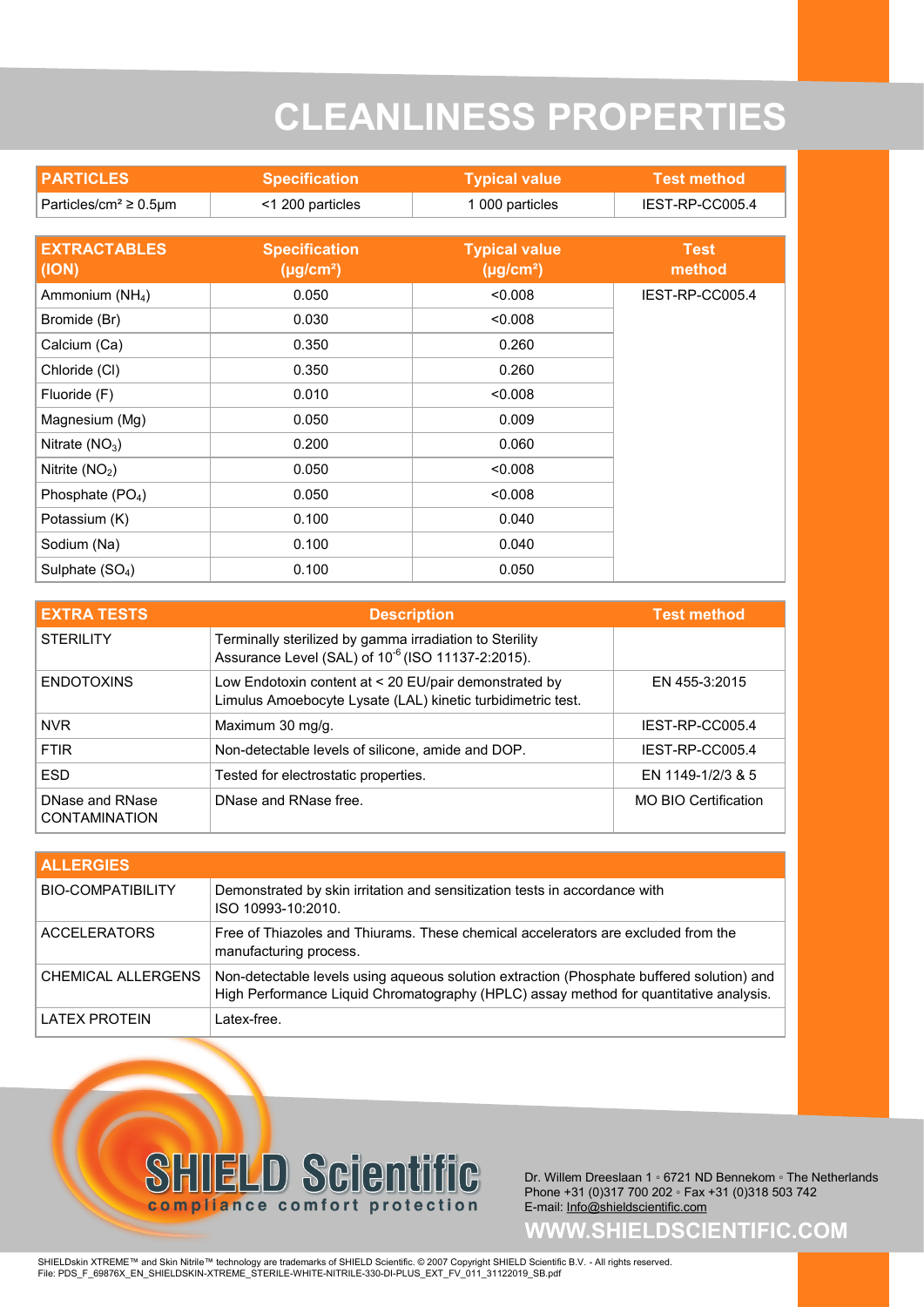# CLEANLINESS PROPERTIES

| PARTICLES | Specification | Typical value | Test method |
|---|---|---|---|
| Particles/cm² ≥ 0.5µm | <1 200 particles | 1 000 particles | IEST-RP-CC005.4 |

| EXTRACTABLES (ION) | Specification (µg/cm²) | Typical value (µg/cm²) | Test method |
|---|---|---|---|
| Ammonium ($NH_4$) | 0.050 | <0.008 | IEST-RP-CC005.4 |
| Bromide (Br) | 0.030 | <0.008 | |
| Calcium (Ca) | 0.350 | 0.260 | |
| Chloride (Cl) | 0.350 | 0.260 | |
| Fluoride (F) | 0.010 | <0.008 | |
| Magnesium (Mg) | 0.050 | 0.009 | |
| Nitrate ($NO_3$) | 0.200 | 0.060 | |
| Nitrite ($NO_2$) | 0.050 | <0.008 | |
| Phosphate ($PO_4$) | 0.050 | <0.008 | |
| Potassium (K) | 0.100 | 0.040 | |
| Sodium (Na) | 0.100 | 0.040 | |
| Sulphate ($SO_4$) | 0.100 | 0.050 | |

| EXTRA TESTS | Description | Test method |
|---|---|---|
| STERILITY | Terminally sterilized by gamma irradiation to Sterility Assurance Level (SAL) of $10^{-6}$ (ISO 11137-2:2015). | |
| ENDOTOXINS | Low Endotoxin content at < 20 EU/pair demonstrated by Limulus Amoebocyte Lysate (LAL) kinetic turbidimetric test. | EN 455-3:2015 |
| NVR | Maximum 30 mg/g. | IEST-RP-CC005.4 |
| FTIR | Non-detectable levels of silicone, amide and DOP. | IEST-RP-CC005.4 |
| ESD | Tested for electrostatic properties. | EN 1149-1/2/3 & 5 |
| DNase and RNase CONTAMINATION | DNase and RNase free. | MO BIO Certification |

| ALLERGIES | |
|---|---|
| BIO-COMPATIBILITY | Demonstrated by skin irritation and sensitization tests in accordance with ISO 10993-10:2010. |
| ACCELERATORS | Free of Thiazoles and Thiurams. These chemical accelerators are excluded from the manufacturing process. |
| CHEMICAL ALLERGENS | Non-detectable levels using aqueous solution extraction (Phosphate buffered solution) and High Performance Liquid Chromatography (HPLC) assay method for quantitative analysis. |
| LATEX PROTEIN | Latex-free. |

SHIELD Scientific
compliance comfort protection

Dr. Willem Dreeslaan 1 ◦ 6721 ND Bennekom ◦ The Netherlands
Phone +31 (0)317 700 202 ◦ Fax +31 (0)318 503 742
E-mail: Info@shieldscientific.com

WWW.SHIELDSCIENTIFIC.COM

SHIELDskin XTREME™ and Skin Nitrile™ technology are trademarks of SHIELD Scientific. © 2007 Copyright SHIELD Scientific B.V. - All rights reserved.
File: PDS_F_69876X_EN_SHIELDSKIN-XTREME_STERILE-WHITE-NITRILE-330-DI-PLUS_EXT_FV_011_31122019_SB.pdf